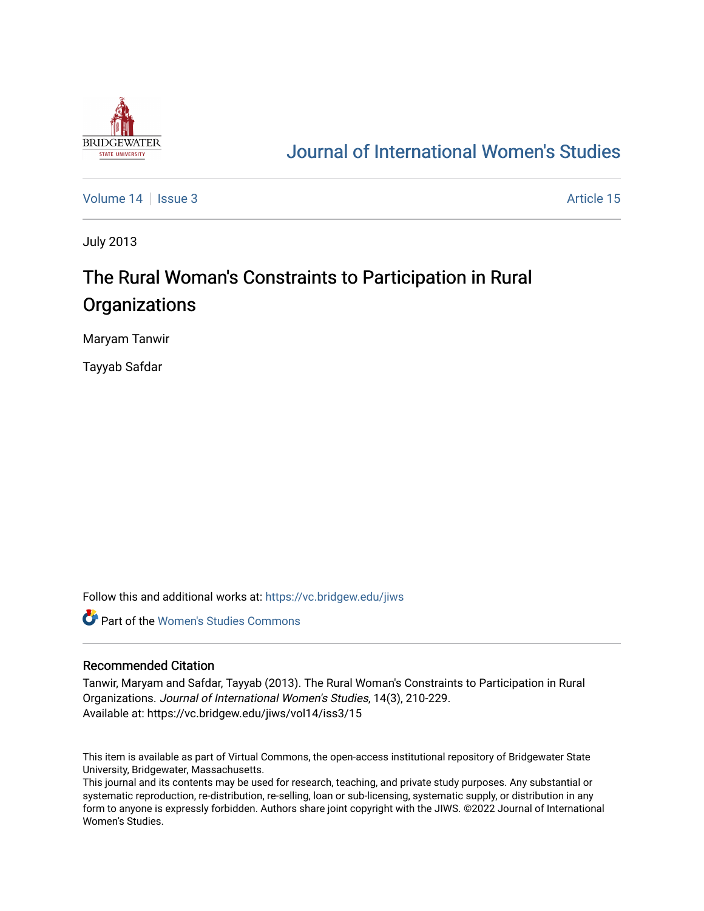# Journal of International Women's Studies

Volume 14 | Issue 3 | Article 15

July 2013

## The Rural Woman's Constraints to Participation in Rural Organizations

Maryam Tanwir

Tayyab Safdar

Follow this and additional works at: https://vc.bridgew.edu/jiws

Part of the Women's Studies Commons

### Recommended Citation

Tanwir, Maryam and Safdar, Tayyab (2013). The Rural Woman's Constraints to Participation in Rural Organizations. *Journal of International Women's Studies*, 14(3), 210-229.
Available at: https://vc.bridgew.edu/jiws/vol14/iss3/15

This item is available as part of Virtual Commons, the open-access institutional repository of Bridgewater State University, Bridgewater, Massachusetts.
This journal and its contents may be used for research, teaching, and private study purposes. Any substantial or systematic reproduction, re-distribution, re-selling, loan or sub-licensing, systematic supply, or distribution in any form to anyone is expressly forbidden. Authors share joint copyright with the JIWS. ©2022 Journal of International Women's Studies.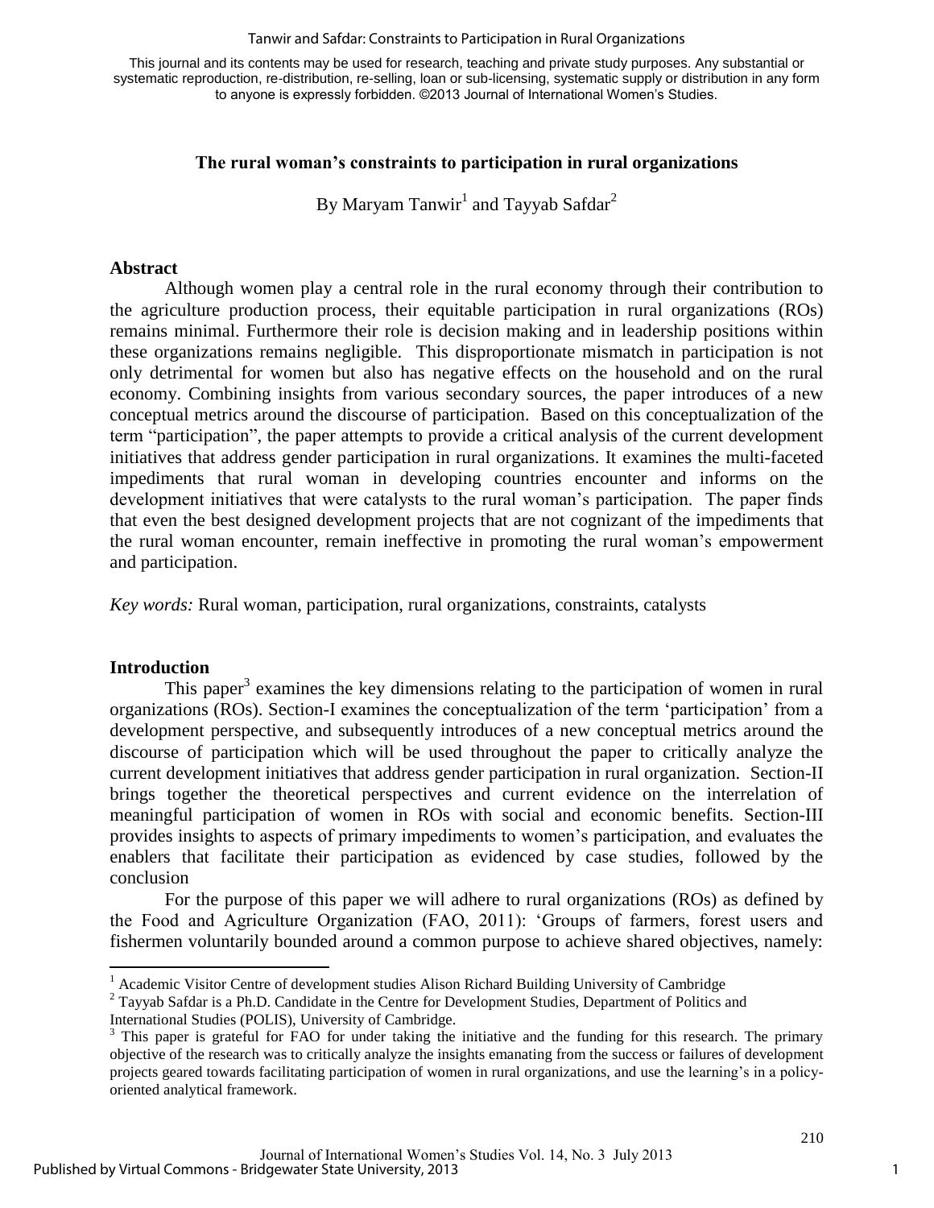This journal and its contents may be used for research, teaching and private study purposes. Any substantial or systematic reproduction, re-distribution, re-selling, loan or sub-licensing, systematic supply or distribution in any form to anyone is expressly forbidden. ©2013 Journal of International Women's Studies.

# The rural woman's constraints to participation in rural organizations

By Maryam Tanwir[1] and Tayyab Safdar[2]

## Abstract

Although women play a central role in the rural economy through their contribution to the agriculture production process, their equitable participation in rural organizations (ROs) remains minimal. Furthermore their role is decision making and in leadership positions within these organizations remains negligible. This disproportionate mismatch in participation is not only detrimental for women but also has negative effects on the household and on the rural economy. Combining insights from various secondary sources, the paper introduces of a new conceptual metrics around the discourse of participation. Based on this conceptualization of the term "participation", the paper attempts to provide a critical analysis of the current development initiatives that address gender participation in rural organizations. It examines the multi-faceted impediments that rural woman in developing countries encounter and informs on the development initiatives that were catalysts to the rural woman's participation. The paper finds that even the best designed development projects that are not cognizant of the impediments that the rural woman encounter, remain ineffective in promoting the rural woman's empowerment and participation.

*Key words:* Rural woman, participation, rural organizations, constraints, catalysts

## Introduction

This paper[3] examines the key dimensions relating to the participation of women in rural organizations (ROs). Section-I examines the conceptualization of the term 'participation' from a development perspective, and subsequently introduces of a new conceptual metrics around the discourse of participation which will be used throughout the paper to critically analyze the current development initiatives that address gender participation in rural organization. Section-II brings together the theoretical perspectives and current evidence on the interrelation of meaningful participation of women in ROs with social and economic benefits. Section-III provides insights to aspects of primary impediments to women's participation, and evaluates the enablers that facilitate their participation as evidenced by case studies, followed by the conclusion

For the purpose of this paper we will adhere to rural organizations (ROs) as defined by the Food and Agriculture Organization (FAO, 2011): 'Groups of farmers, forest users and fishermen voluntarily bounded around a common purpose to achieve shared objectives, namely:

---

[1] Academic Visitor Centre of development studies Alison Richard Building University of Cambridge

[2] Tayyab Safdar is a Ph.D. Candidate in the Centre for Development Studies, Department of Politics and International Studies (POLIS), University of Cambridge.

[3] This paper is grateful for FAO for under taking the initiative and the funding for this research. The primary objective of the research was to critically analyze the insights emanating from the success or failures of development projects geared towards facilitating participation of women in rural organizations, and use the learning's in a policy-oriented analytical framework.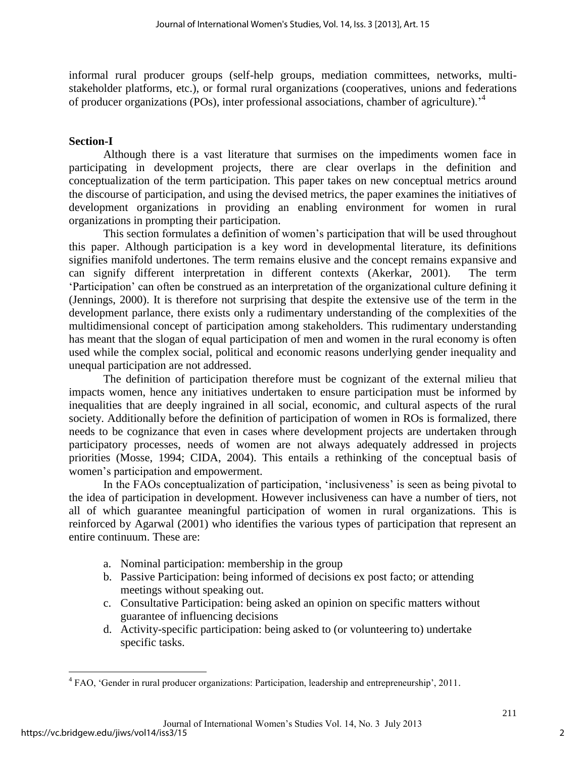informal rural producer groups (self-help groups, mediation committees, networks, multi-stakeholder platforms, etc.), or formal rural organizations (cooperatives, unions and federations of producer organizations (POs), inter professional associations, chamber of agriculture).'[4]

## Section-I

Although there is a vast literature that surmises on the impediments women face in participating in development projects, there are clear overlaps in the definition and conceptualization of the term participation. This paper takes on new conceptual metrics around the discourse of participation, and using the devised metrics, the paper examines the initiatives of development organizations in providing an enabling environment for women in rural organizations in prompting their participation.

This section formulates a definition of women's participation that will be used throughout this paper. Although participation is a key word in developmental literature, its definitions signifies manifold undertones. The term remains elusive and the concept remains expansive and can signify different interpretation in different contexts (Akerkar, 2001). The term 'Participation' can often be construed as an interpretation of the organizational culture defining it (Jennings, 2000). It is therefore not surprising that despite the extensive use of the term in the development parlance, there exists only a rudimentary understanding of the complexities of the multidimensional concept of participation among stakeholders. This rudimentary understanding has meant that the slogan of equal participation of men and women in the rural economy is often used while the complex social, political and economic reasons underlying gender inequality and unequal participation are not addressed.

The definition of participation therefore must be cognizant of the external milieu that impacts women, hence any initiatives undertaken to ensure participation must be informed by inequalities that are deeply ingrained in all social, economic, and cultural aspects of the rural society. Additionally before the definition of participation of women in ROs is formalized, there needs to be cognizance that even in cases where development projects are undertaken through participatory processes, needs of women are not always adequately addressed in projects priorities (Mosse, 1994; CIDA, 2004). This entails a rethinking of the conceptual basis of women's participation and empowerment.

In the FAOs conceptualization of participation, 'inclusiveness' is seen as being pivotal to the idea of participation in development. However inclusiveness can have a number of tiers, not all of which guarantee meaningful participation of women in rural organizations. This is reinforced by Agarwal (2001) who identifies the various types of participation that represent an entire continuum. These are:

a. Nominal participation: membership in the group
b. Passive Participation: being informed of decisions ex post facto; or attending meetings without speaking out.
c. Consultative Participation: being asked an opinion on specific matters without guarantee of influencing decisions
d. Activity-specific participation: being asked to (or volunteering to) undertake specific tasks.

---

[4] FAO, 'Gender in rural producer organizations: Participation, leadership and entrepreneurship', 2011.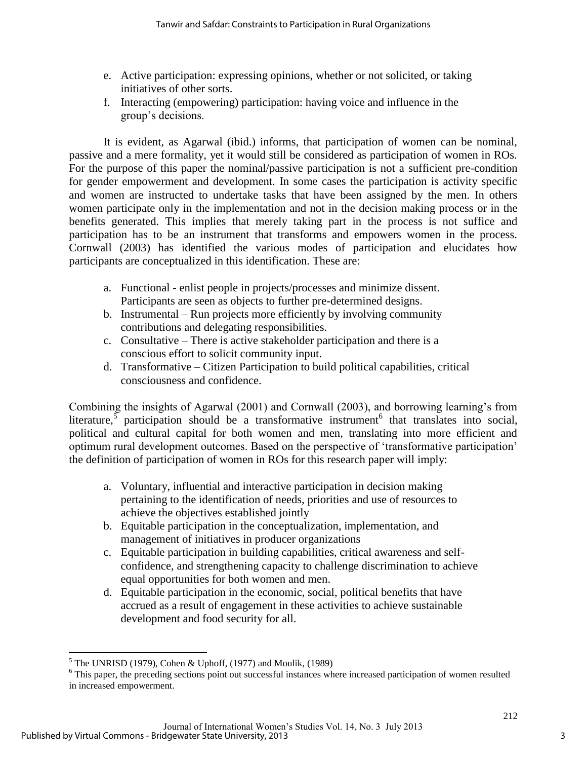e. Active participation: expressing opinions, whether or not solicited, or taking initiatives of other sorts.
f. Interacting (empowering) participation: having voice and influence in the group's decisions.

It is evident, as Agarwal (ibid.) informs, that participation of women can be nominal, passive and a mere formality, yet it would still be considered as participation of women in ROs. For the purpose of this paper the nominal/passive participation is not a sufficient pre-condition for gender empowerment and development. In some cases the participation is activity specific and women are instructed to undertake tasks that have been assigned by the men. In others women participate only in the implementation and not in the decision making process or in the benefits generated. This implies that merely taking part in the process is not suffice and participation has to be an instrument that transforms and empowers women in the process. Cornwall (2003) has identified the various modes of participation and elucidates how participants are conceptualized in this identification. These are:

a. Functional - enlist people in projects/processes and minimize dissent. Participants are seen as objects to further pre-determined designs.
b. Instrumental – Run projects more efficiently by involving community contributions and delegating responsibilities.
c. Consultative – There is active stakeholder participation and there is a conscious effort to solicit community input.
d. Transformative – Citizen Participation to build political capabilities, critical consciousness and confidence.

Combining the insights of Agarwal (2001) and Cornwall (2003), and borrowing learning's from literature,[5] participation should be a transformative instrument[6] that translates into social, political and cultural capital for both women and men, translating into more efficient and optimum rural development outcomes. Based on the perspective of 'transformative participation' the definition of participation of women in ROs for this research paper will imply:

a. Voluntary, influential and interactive participation in decision making pertaining to the identification of needs, priorities and use of resources to achieve the objectives established jointly
b. Equitable participation in the conceptualization, implementation, and management of initiatives in producer organizations
c. Equitable participation in building capabilities, critical awareness and self-confidence, and strengthening capacity to challenge discrimination to achieve equal opportunities for both women and men.
d. Equitable participation in the economic, social, political benefits that have accrued as a result of engagement in these activities to achieve sustainable development and food security for all.

---

[5] The UNRISD (1979), Cohen & Uphoff, (1977) and Moulik, (1989)

[6] This paper, the preceding sections point out successful instances where increased participation of women resulted in increased empowerment.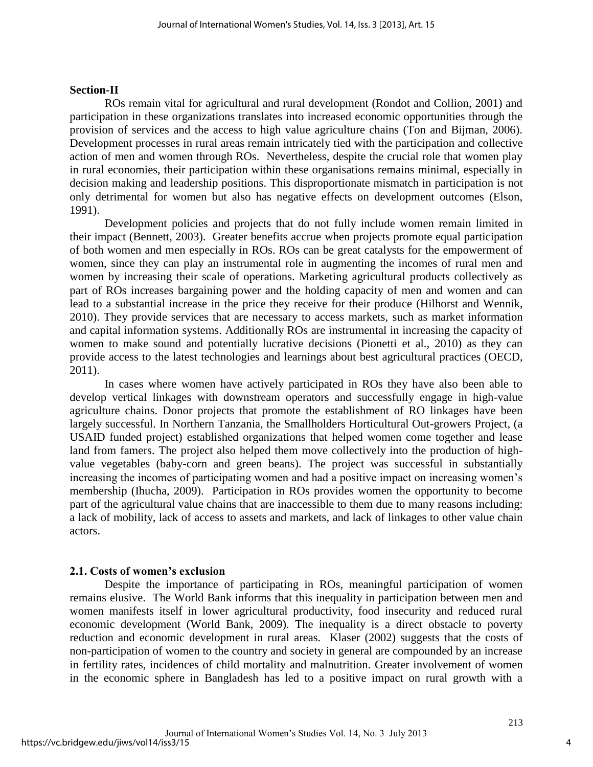## Section-II

ROs remain vital for agricultural and rural development (Rondot and Collion, 2001) and participation in these organizations translates into increased economic opportunities through the provision of services and the access to high value agriculture chains (Ton and Bijman, 2006). Development processes in rural areas remain intricately tied with the participation and collective action of men and women through ROs. Nevertheless, despite the crucial role that women play in rural economies, their participation within these organisations remains minimal, especially in decision making and leadership positions. This disproportionate mismatch in participation is not only detrimental for women but also has negative effects on development outcomes (Elson, 1991).

Development policies and projects that do not fully include women remain limited in their impact (Bennett, 2003). Greater benefits accrue when projects promote equal participation of both women and men especially in ROs. ROs can be great catalysts for the empowerment of women, since they can play an instrumental role in augmenting the incomes of rural men and women by increasing their scale of operations. Marketing agricultural products collectively as part of ROs increases bargaining power and the holding capacity of men and women and can lead to a substantial increase in the price they receive for their produce (Hilhorst and Wennik, 2010). They provide services that are necessary to access markets, such as market information and capital information systems. Additionally ROs are instrumental in increasing the capacity of women to make sound and potentially lucrative decisions (Pionetti et al., 2010) as they can provide access to the latest technologies and learnings about best agricultural practices (OECD, 2011).

In cases where women have actively participated in ROs they have also been able to develop vertical linkages with downstream operators and successfully engage in high-value agriculture chains. Donor projects that promote the establishment of RO linkages have been largely successful. In Northern Tanzania, the Smallholders Horticultural Out-growers Project, (a USAID funded project) established organizations that helped women come together and lease land from famers. The project also helped them move collectively into the production of high-value vegetables (baby-corn and green beans). The project was successful in substantially increasing the incomes of participating women and had a positive impact on increasing women's membership (Ihucha, 2009). Participation in ROs provides women the opportunity to become part of the agricultural value chains that are inaccessible to them due to many reasons including: a lack of mobility, lack of access to assets and markets, and lack of linkages to other value chain actors.

### 2.1. Costs of women's exclusion

Despite the importance of participating in ROs, meaningful participation of women remains elusive. The World Bank informs that this inequality in participation between men and women manifests itself in lower agricultural productivity, food insecurity and reduced rural economic development (World Bank, 2009). The inequality is a direct obstacle to poverty reduction and economic development in rural areas. Klaser (2002) suggests that the costs of non-participation of women to the country and society in general are compounded by an increase in fertility rates, incidences of child mortality and malnutrition. Greater involvement of women in the economic sphere in Bangladesh has led to a positive impact on rural growth with a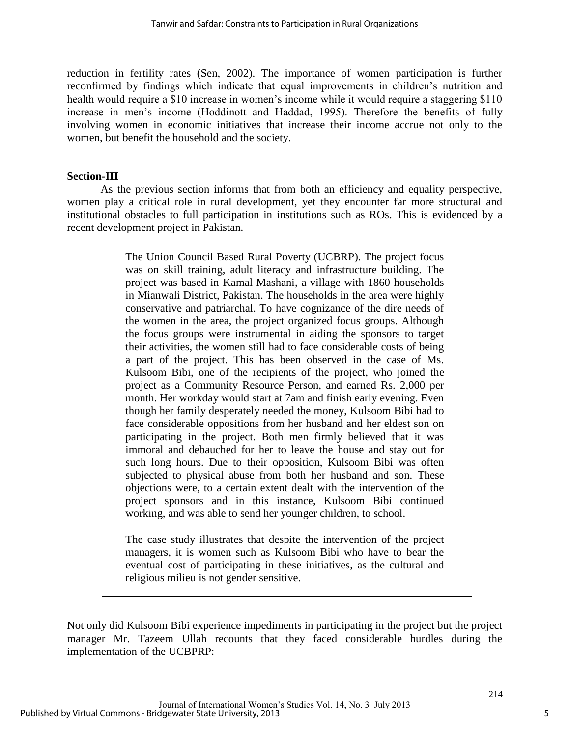reduction in fertility rates (Sen, 2002). The importance of women participation is further reconfirmed by findings which indicate that equal improvements in children's nutrition and health would require a $10 increase in women's income while it would require a staggering $110 increase in men's income (Hoddinott and Haddad, 1995). Therefore the benefits of fully involving women in economic initiatives that increase their income accrue not only to the women, but benefit the household and the society.

**Section-III**

As the previous section informs that from both an efficiency and equality perspective, women play a critical role in rural development, yet they encounter far more structural and institutional obstacles to full participation in institutions such as ROs. This is evidenced by a recent development project in Pakistan.

> The Union Council Based Rural Poverty (UCBRP). The project focus was on skill training, adult literacy and infrastructure building. The project was based in Kamal Mashani, a village with 1860 households in Mianwali District, Pakistan. The households in the area were highly conservative and patriarchal. To have cognizance of the dire needs of the women in the area, the project organized focus groups. Although the focus groups were instrumental in aiding the sponsors to target their activities, the women still had to face considerable costs of being a part of the project. This has been observed in the case of Ms. Kulsoom Bibi, one of the recipients of the project, who joined the project as a Community Resource Person, and earned Rs. 2,000 per month. Her workday would start at 7am and finish early evening. Even though her family desperately needed the money, Kulsoom Bibi had to face considerable oppositions from her husband and her eldest son on participating in the project. Both men firmly believed that it was immoral and debauched for her to leave the house and stay out for such long hours. Due to their opposition, Kulsoom Bibi was often subjected to physical abuse from both her husband and son. These objections were, to a certain extent dealt with the intervention of the project sponsors and in this instance, Kulsoom Bibi continued working, and was able to send her younger children, to school.
>
> The case study illustrates that despite the intervention of the project managers, it is women such as Kulsoom Bibi who have to bear the eventual cost of participating in these initiatives, as the cultural and religious milieu is not gender sensitive.

Not only did Kulsoom Bibi experience impediments in participating in the project but the project manager Mr. Tazeem Ullah recounts that they faced considerable hurdles during the implementation of the UCBPRP: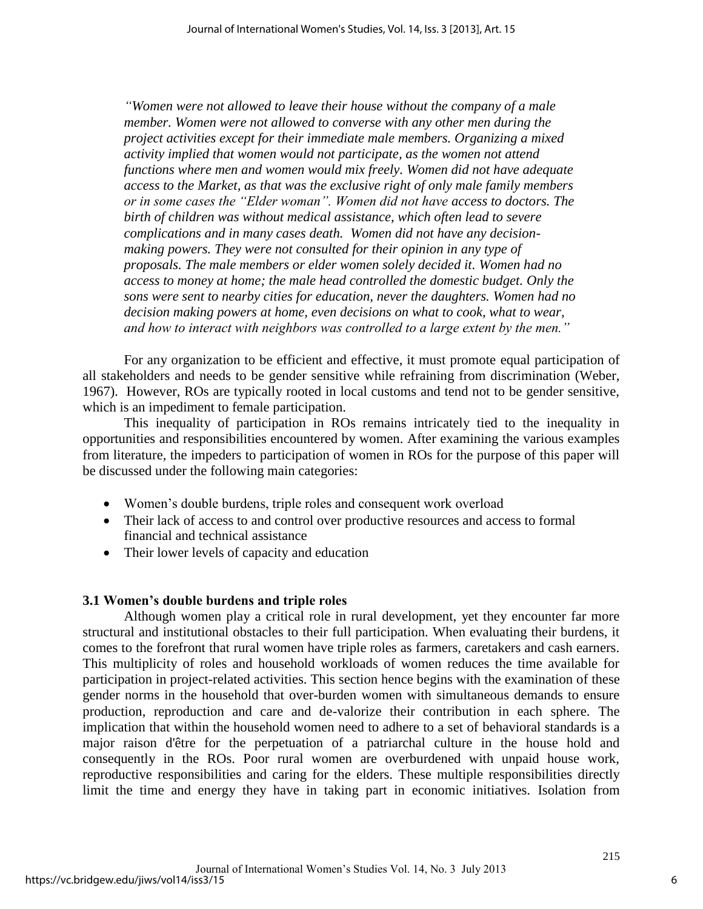> *"Women were not allowed to leave their house without the company of a male member. Women were not allowed to converse with any other men during the project activities except for their immediate male members. Organizing a mixed activity implied that women would not participate, as the women not attend functions where men and women would mix freely. Women did not have adequate access to the Market, as that was the exclusive right of only male family members or in some cases the "Elder woman". Women did not have access to doctors. The birth of children was without medical assistance, which often lead to severe complications and in many cases death. Women did not have any decision-making powers. They were not consulted for their opinion in any type of proposals. The male members or elder women solely decided it. Women had no access to money at home; the male head controlled the domestic budget. Only the sons were sent to nearby cities for education, never the daughters. Women had no decision making powers at home, even decisions on what to cook, what to wear, and how to interact with neighbors was controlled to a large extent by the men."*

For any organization to be efficient and effective, it must promote equal participation of all stakeholders and needs to be gender sensitive while refraining from discrimination (Weber, 1967). However, ROs are typically rooted in local customs and tend not to be gender sensitive, which is an impediment to female participation.

This inequality of participation in ROs remains intricately tied to the inequality in opportunities and responsibilities encountered by women. After examining the various examples from literature, the impeders to participation of women in ROs for the purpose of this paper will be discussed under the following main categories:

- Women's double burdens, triple roles and consequent work overload
- Their lack of access to and control over productive resources and access to formal financial and technical assistance
- Their lower levels of capacity and education

### 3.1 Women's double burdens and triple roles

Although women play a critical role in rural development, yet they encounter far more structural and institutional obstacles to their full participation. When evaluating their burdens, it comes to the forefront that rural women have triple roles as farmers, caretakers and cash earners. This multiplicity of roles and household workloads of women reduces the time available for participation in project-related activities. This section hence begins with the examination of these gender norms in the household that over-burden women with simultaneous demands to ensure production, reproduction and care and de-valorize their contribution in each sphere. The implication that within the household women need to adhere to a set of behavioral standards is a major raison d'être for the perpetuation of a patriarchal culture in the house hold and consequently in the ROs. Poor rural women are overburdened with unpaid house work, reproductive responsibilities and caring for the elders. These multiple responsibilities directly limit the time and energy they have in taking part in economic initiatives. Isolation from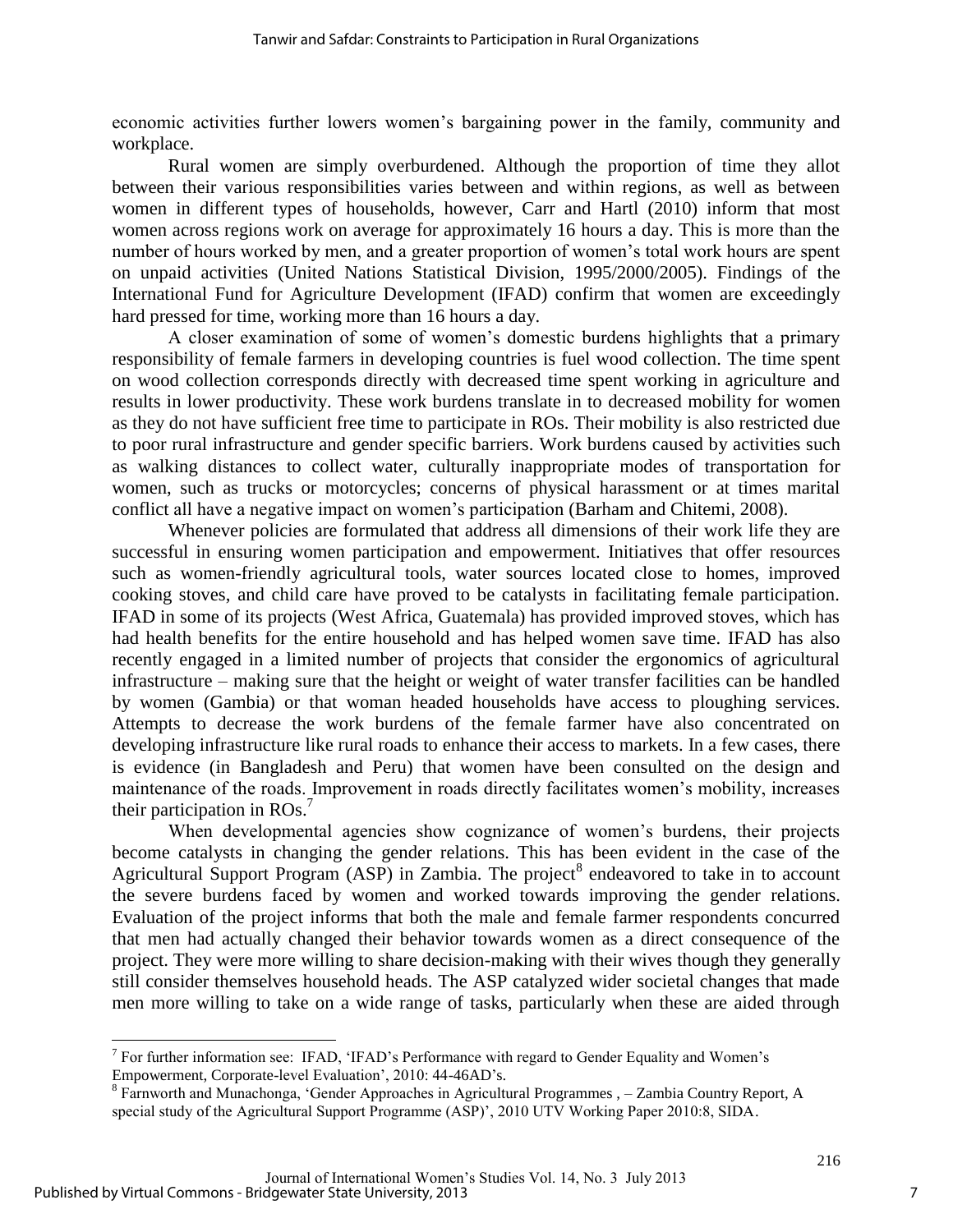economic activities further lowers women's bargaining power in the family, community and workplace.

Rural women are simply overburdened. Although the proportion of time they allot between their various responsibilities varies between and within regions, as well as between women in different types of households, however, Carr and Hartl (2010) inform that most women across regions work on average for approximately 16 hours a day. This is more than the number of hours worked by men, and a greater proportion of women's total work hours are spent on unpaid activities (United Nations Statistical Division, 1995/2000/2005). Findings of the International Fund for Agriculture Development (IFAD) confirm that women are exceedingly hard pressed for time, working more than 16 hours a day.

A closer examination of some of women's domestic burdens highlights that a primary responsibility of female farmers in developing countries is fuel wood collection. The time spent on wood collection corresponds directly with decreased time spent working in agriculture and results in lower productivity. These work burdens translate in to decreased mobility for women as they do not have sufficient free time to participate in ROs. Their mobility is also restricted due to poor rural infrastructure and gender specific barriers. Work burdens caused by activities such as walking distances to collect water, culturally inappropriate modes of transportation for women, such as trucks or motorcycles; concerns of physical harassment or at times marital conflict all have a negative impact on women's participation (Barham and Chitemi, 2008).

Whenever policies are formulated that address all dimensions of their work life they are successful in ensuring women participation and empowerment. Initiatives that offer resources such as women-friendly agricultural tools, water sources located close to homes, improved cooking stoves, and child care have proved to be catalysts in facilitating female participation. IFAD in some of its projects (West Africa, Guatemala) has provided improved stoves, which has had health benefits for the entire household and has helped women save time. IFAD has also recently engaged in a limited number of projects that consider the ergonomics of agricultural infrastructure – making sure that the height or weight of water transfer facilities can be handled by women (Gambia) or that woman headed households have access to ploughing services. Attempts to decrease the work burdens of the female farmer have also concentrated on developing infrastructure like rural roads to enhance their access to markets. In a few cases, there is evidence (in Bangladesh and Peru) that women have been consulted on the design and maintenance of the roads. Improvement in roads directly facilitates women's mobility, increases their participation in ROs.[7]

When developmental agencies show cognizance of women's burdens, their projects become catalysts in changing the gender relations. This has been evident in the case of the Agricultural Support Program (ASP) in Zambia. The project[8] endeavored to take in to account the severe burdens faced by women and worked towards improving the gender relations. Evaluation of the project informs that both the male and female farmer respondents concurred that men had actually changed their behavior towards women as a direct consequence of the project. They were more willing to share decision-making with their wives though they generally still consider themselves household heads. The ASP catalyzed wider societal changes that made men more willing to take on a wide range of tasks, particularly when these are aided through

---

[7] For further information see: IFAD, 'IFAD's Performance with regard to Gender Equality and Women's Empowerment, Corporate-level Evaluation', 2010: 44-46AD's.

[8] Farnworth and Munachonga, 'Gender Approaches in Agricultural Programmes , – Zambia Country Report, A special study of the Agricultural Support Programme (ASP)', 2010 UTV Working Paper 2010:8, SIDA.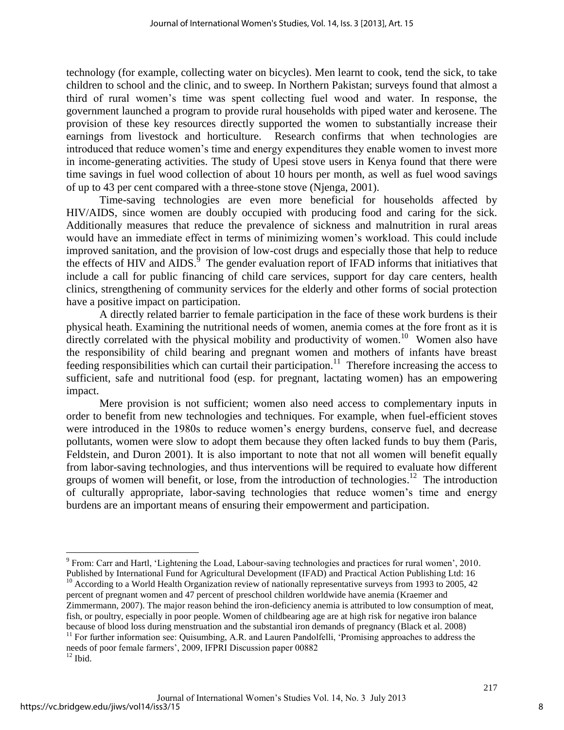technology (for example, collecting water on bicycles). Men learnt to cook, tend the sick, to take children to school and the clinic, and to sweep. In Northern Pakistan; surveys found that almost a third of rural women's time was spent collecting fuel wood and water. In response, the government launched a program to provide rural households with piped water and kerosene. The provision of these key resources directly supported the women to substantially increase their earnings from livestock and horticulture. Research confirms that when technologies are introduced that reduce women's time and energy expenditures they enable women to invest more in income-generating activities. The study of Upesi stove users in Kenya found that there were time savings in fuel wood collection of about 10 hours per month, as well as fuel wood savings of up to 43 per cent compared with a three-stone stove (Njenga, 2001).

Time-saving technologies are even more beneficial for households affected by HIV/AIDS, since women are doubly occupied with producing food and caring for the sick. Additionally measures that reduce the prevalence of sickness and malnutrition in rural areas would have an immediate effect in terms of minimizing women's workload. This could include improved sanitation, and the provision of low-cost drugs and especially those that help to reduce the effects of HIV and AIDS.[9] The gender evaluation report of IFAD informs that initiatives that include a call for public financing of child care services, support for day care centers, health clinics, strengthening of community services for the elderly and other forms of social protection have a positive impact on participation.

A directly related barrier to female participation in the face of these work burdens is their physical heath. Examining the nutritional needs of women, anemia comes at the fore front as it is directly correlated with the physical mobility and productivity of women.[10] Women also have the responsibility of child bearing and pregnant women and mothers of infants have breast feeding responsibilities which can curtail their participation.[11] Therefore increasing the access to sufficient, safe and nutritional food (esp. for pregnant, lactating women) has an empowering impact.

Mere provision is not sufficient; women also need access to complementary inputs in order to benefit from new technologies and techniques. For example, when fuel-efficient stoves were introduced in the 1980s to reduce women's energy burdens, conserve fuel, and decrease pollutants, women were slow to adopt them because they often lacked funds to buy them (Paris, Feldstein, and Duron 2001). It is also important to note that not all women will benefit equally from labor-saving technologies, and thus interventions will be required to evaluate how different groups of women will benefit, or lose, from the introduction of technologies.[12] The introduction of culturally appropriate, labor-saving technologies that reduce women's time and energy burdens are an important means of ensuring their empowerment and participation.

---

[9] From: Carr and Hartl, 'Lightening the Load, Labour-saving technologies and practices for rural women', 2010. Published by International Fund for Agricultural Development (IFAD) and Practical Action Publishing Ltd: 16

[10] According to a World Health Organization review of nationally representative surveys from 1993 to 2005, 42 percent of pregnant women and 47 percent of preschool children worldwide have anemia (Kraemer and Zimmermann, 2007). The major reason behind the iron-deficiency anemia is attributed to low consumption of meat, fish, or poultry, especially in poor people. Women of childbearing age are at high risk for negative iron balance because of blood loss during menstruation and the substantial iron demands of pregnancy (Black et al. 2008)

[11] For further information see: Quisumbing, A.R. and Lauren Pandolfelli, 'Promising approaches to address the needs of poor female farmers', 2009, IFPRI Discussion paper 00882

[12] Ibid.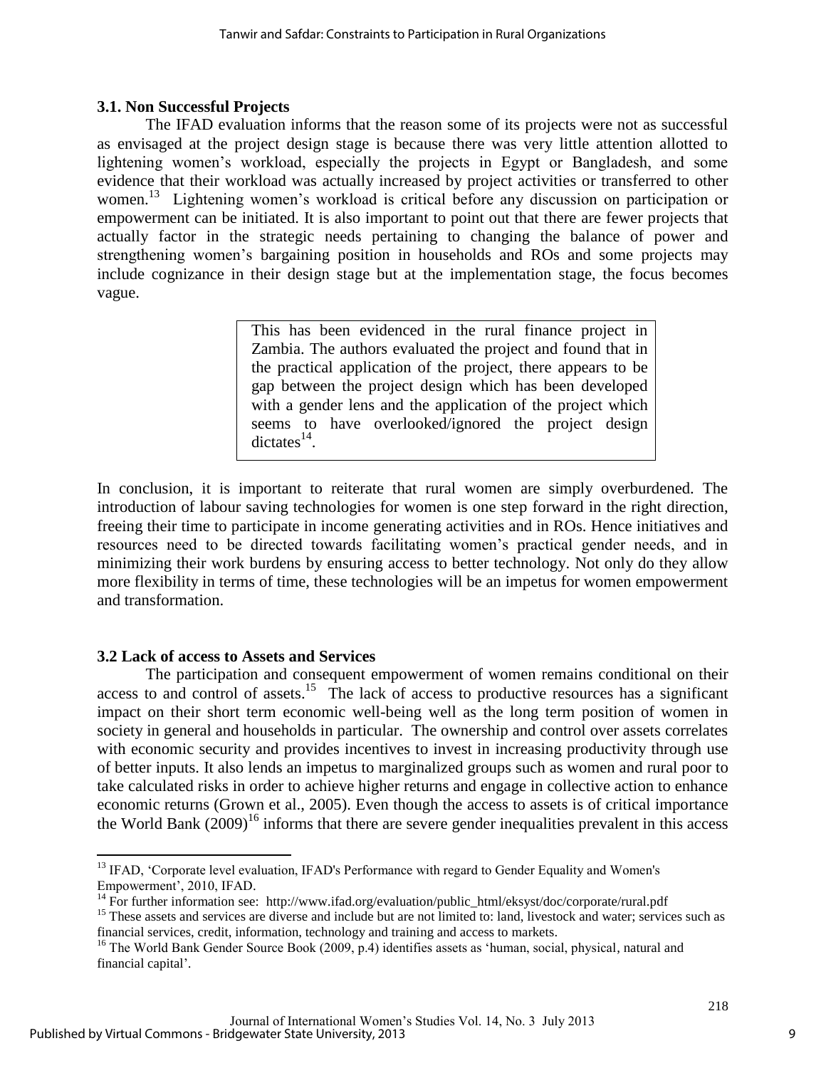### 3.1. Non Successful Projects

The IFAD evaluation informs that the reason some of its projects were not as successful as envisaged at the project design stage is because there was very little attention allotted to lightening women's workload, especially the projects in Egypt or Bangladesh, and some evidence that their workload was actually increased by project activities or transferred to other women.[13] Lightening women's workload is critical before any discussion on participation or empowerment can be initiated. It is also important to point out that there are fewer projects that actually factor in the strategic needs pertaining to changing the balance of power and strengthening women's bargaining position in households and ROs and some projects may include cognizance in their design stage but at the implementation stage, the focus becomes vague.

> This has been evidenced in the rural finance project in Zambia. The authors evaluated the project and found that in the practical application of the project, there appears to be gap between the project design which has been developed with a gender lens and the application of the project which seems to have overlooked/ignored the project design dictates[14].

In conclusion, it is important to reiterate that rural women are simply overburdened. The introduction of labour saving technologies for women is one step forward in the right direction, freeing their time to participate in income generating activities and in ROs. Hence initiatives and resources need to be directed towards facilitating women's practical gender needs, and in minimizing their work burdens by ensuring access to better technology. Not only do they allow more flexibility in terms of time, these technologies will be an impetus for women empowerment and transformation.

### 3.2 Lack of access to Assets and Services

The participation and consequent empowerment of women remains conditional on their access to and control of assets.[15] The lack of access to productive resources has a significant impact on their short term economic well-being well as the long term position of women in society in general and households in particular. The ownership and control over assets correlates with economic security and provides incentives to invest in increasing productivity through use of better inputs. It also lends an impetus to marginalized groups such as women and rural poor to take calculated risks in order to achieve higher returns and engage in collective action to enhance economic returns (Grown et al., 2005). Even though the access to assets is of critical importance the World Bank (2009)[16] informs that there are severe gender inequalities prevalent in this access

---

[13] IFAD, 'Corporate level evaluation, IFAD's Performance with regard to Gender Equality and Women's Empowerment', 2010, IFAD.

[14] For further information see: http://www.ifad.org/evaluation/public_html/eksyst/doc/corporate/rural.pdf

[15] These assets and services are diverse and include but are not limited to: land, livestock and water; services such as financial services, credit, information, technology and training and access to markets.

[16] The World Bank Gender Source Book (2009, p.4) identifies assets as 'human, social, physical, natural and financial capital'.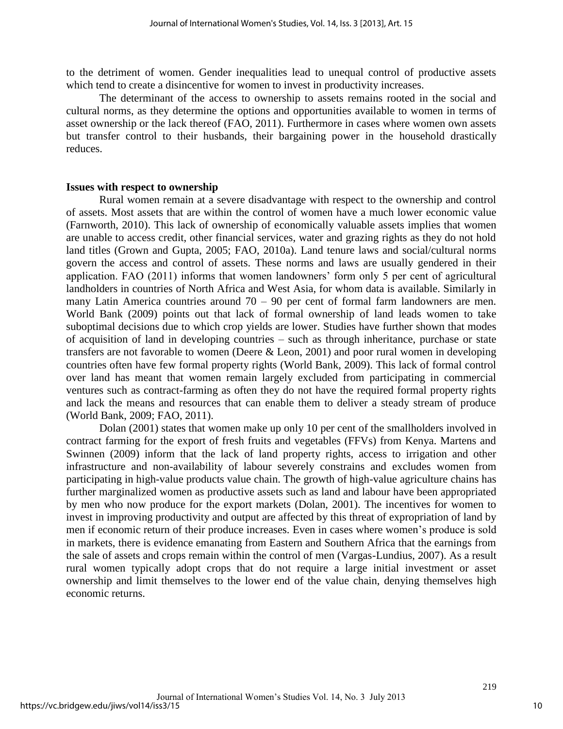to the detriment of women. Gender inequalities lead to unequal control of productive assets which tend to create a disincentive for women to invest in productivity increases.

The determinant of the access to ownership to assets remains rooted in the social and cultural norms, as they determine the options and opportunities available to women in terms of asset ownership or the lack thereof (FAO, 2011). Furthermore in cases where women own assets but transfer control to their husbands, their bargaining power in the household drastically reduces.

**Issues with respect to ownership**

Rural women remain at a severe disadvantage with respect to the ownership and control of assets. Most assets that are within the control of women have a much lower economic value (Farnworth, 2010). This lack of ownership of economically valuable assets implies that women are unable to access credit, other financial services, water and grazing rights as they do not hold land titles (Grown and Gupta, 2005; FAO, 2010a). Land tenure laws and social/cultural norms govern the access and control of assets. These norms and laws are usually gendered in their application. FAO (2011) informs that women landowners' form only 5 per cent of agricultural landholders in countries of North Africa and West Asia, for whom data is available. Similarly in many Latin America countries around 70 – 90 per cent of formal farm landowners are men. World Bank (2009) points out that lack of formal ownership of land leads women to take suboptimal decisions due to which crop yields are lower. Studies have further shown that modes of acquisition of land in developing countries – such as through inheritance, purchase or state transfers are not favorable to women (Deere & Leon, 2001) and poor rural women in developing countries often have few formal property rights (World Bank, 2009). This lack of formal control over land has meant that women remain largely excluded from participating in commercial ventures such as contract-farming as often they do not have the required formal property rights and lack the means and resources that can enable them to deliver a steady stream of produce (World Bank, 2009; FAO, 2011).

Dolan (2001) states that women make up only 10 per cent of the smallholders involved in contract farming for the export of fresh fruits and vegetables (FFVs) from Kenya. Martens and Swinnen (2009) inform that the lack of land property rights, access to irrigation and other infrastructure and non-availability of labour severely constrains and excludes women from participating in high-value products value chain. The growth of high-value agriculture chains has further marginalized women as productive assets such as land and labour have been appropriated by men who now produce for the export markets (Dolan, 2001). The incentives for women to invest in improving productivity and output are affected by this threat of expropriation of land by men if economic return of their produce increases. Even in cases where women's produce is sold in markets, there is evidence emanating from Eastern and Southern Africa that the earnings from the sale of assets and crops remain within the control of men (Vargas-Lundius, 2007). As a result rural women typically adopt crops that do not require a large initial investment or asset ownership and limit themselves to the lower end of the value chain, denying themselves high economic returns.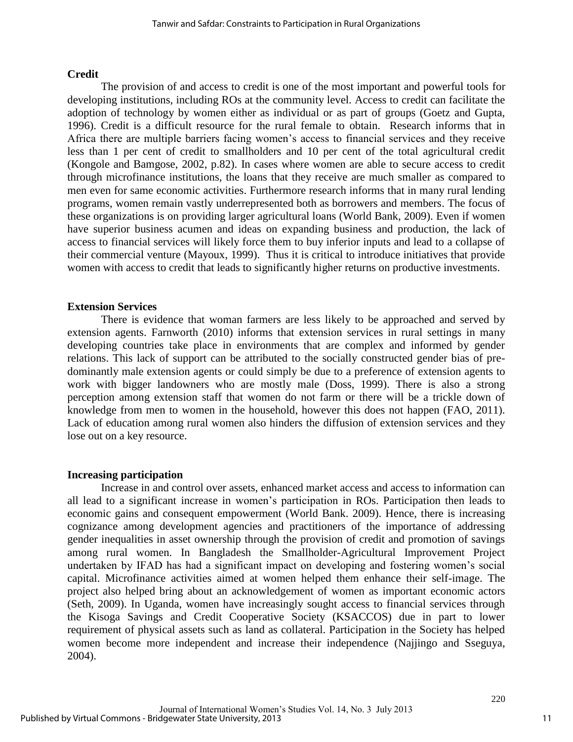### Credit

The provision of and access to credit is one of the most important and powerful tools for developing institutions, including ROs at the community level. Access to credit can facilitate the adoption of technology by women either as individual or as part of groups (Goetz and Gupta, 1996). Credit is a difficult resource for the rural female to obtain. Research informs that in Africa there are multiple barriers facing women's access to financial services and they receive less than 1 per cent of credit to smallholders and 10 per cent of the total agricultural credit (Kongole and Bamgose, 2002, p.82). In cases where women are able to secure access to credit through microfinance institutions, the loans that they receive are much smaller as compared to men even for same economic activities. Furthermore research informs that in many rural lending programs, women remain vastly underrepresented both as borrowers and members. The focus of these organizations is on providing larger agricultural loans (World Bank, 2009). Even if women have superior business acumen and ideas on expanding business and production, the lack of access to financial services will likely force them to buy inferior inputs and lead to a collapse of their commercial venture (Mayoux, 1999). Thus it is critical to introduce initiatives that provide women with access to credit that leads to significantly higher returns on productive investments.

### Extension Services

There is evidence that woman farmers are less likely to be approached and served by extension agents. Farnworth (2010) informs that extension services in rural settings in many developing countries take place in environments that are complex and informed by gender relations. This lack of support can be attributed to the socially constructed gender bias of pre-dominantly male extension agents or could simply be due to a preference of extension agents to work with bigger landowners who are mostly male (Doss, 1999). There is also a strong perception among extension staff that women do not farm or there will be a trickle down of knowledge from men to women in the household, however this does not happen (FAO, 2011). Lack of education among rural women also hinders the diffusion of extension services and they lose out on a key resource.

### Increasing participation

Increase in and control over assets, enhanced market access and access to information can all lead to a significant increase in women's participation in ROs. Participation then leads to economic gains and consequent empowerment (World Bank. 2009). Hence, there is increasing cognizance among development agencies and practitioners of the importance of addressing gender inequalities in asset ownership through the provision of credit and promotion of savings among rural women. In Bangladesh the Smallholder-Agricultural Improvement Project undertaken by IFAD has had a significant impact on developing and fostering women's social capital. Microfinance activities aimed at women helped them enhance their self-image. The project also helped bring about an acknowledgement of women as important economic actors (Seth, 2009). In Uganda, women have increasingly sought access to financial services through the Kisoga Savings and Credit Cooperative Society (KSACCOS) due in part to lower requirement of physical assets such as land as collateral. Participation in the Society has helped women become more independent and increase their independence (Najjingo and Sseguya, 2004).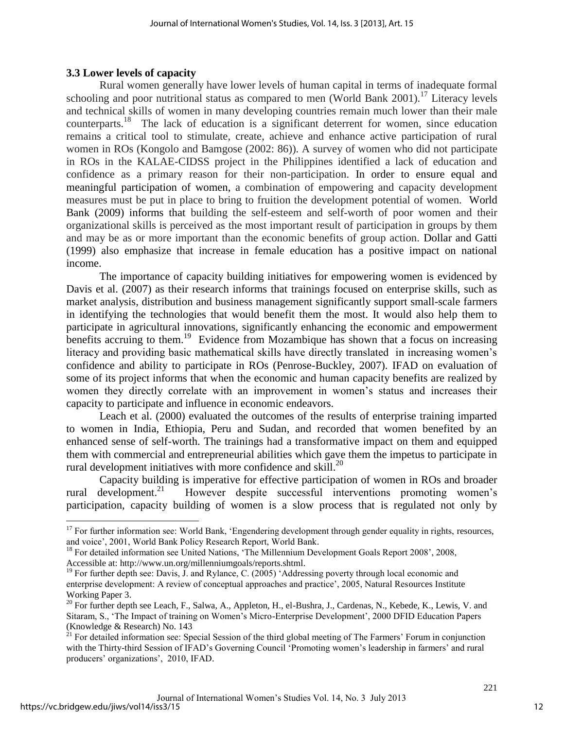### 3.3 Lower levels of capacity

Rural women generally have lower levels of human capital in terms of inadequate formal schooling and poor nutritional status as compared to men (World Bank 2001).[17] Literacy levels and technical skills of women in many developing countries remain much lower than their male counterparts.[18] The lack of education is a significant deterrent for women, since education remains a critical tool to stimulate, create, achieve and enhance active participation of rural women in ROs (Kongolo and Bamgose (2002: 86)). A survey of women who did not participate in ROs in the KALAE-CIDSS project in the Philippines identified a lack of education and confidence as a primary reason for their non-participation. In order to ensure equal and meaningful participation of women, a combination of empowering and capacity development measures must be put in place to bring to fruition the development potential of women. World Bank (2009) informs that building the self-esteem and self-worth of poor women and their organizational skills is perceived as the most important result of participation in groups by them and may be as or more important than the economic benefits of group action. Dollar and Gatti (1999) also emphasize that increase in female education has a positive impact on national income.

The importance of capacity building initiatives for empowering women is evidenced by Davis et al. (2007) as their research informs that trainings focused on enterprise skills, such as market analysis, distribution and business management significantly support small-scale farmers in identifying the technologies that would benefit them the most. It would also help them to participate in agricultural innovations, significantly enhancing the economic and empowerment benefits accruing to them.[19] Evidence from Mozambique has shown that a focus on increasing literacy and providing basic mathematical skills have directly translated in increasing women's confidence and ability to participate in ROs (Penrose-Buckley, 2007). IFAD on evaluation of some of its project informs that when the economic and human capacity benefits are realized by women they directly correlate with an improvement in women's status and increases their capacity to participate and influence in economic endeavors.

Leach et al. (2000) evaluated the outcomes of the results of enterprise training imparted to women in India, Ethiopia, Peru and Sudan, and recorded that women benefited by an enhanced sense of self-worth. The trainings had a transformative impact on them and equipped them with commercial and entrepreneurial abilities which gave them the impetus to participate in rural development initiatives with more confidence and skill.[20]

Capacity building is imperative for effective participation of women in ROs and broader rural development.[21] However despite successful interventions promoting women's participation, capacity building of women is a slow process that is regulated not only by

---

[17] For further information see: World Bank, 'Engendering development through gender equality in rights, resources, and voice', 2001, World Bank Policy Research Report, World Bank.

[18] For detailed information see United Nations, 'The Millennium Development Goals Report 2008', 2008, Accessible at: http://www.un.org/millenniumgoals/reports.shtml.

[19] For further depth see: Davis, J. and Rylance, C. (2005) 'Addressing poverty through local economic and enterprise development: A review of conceptual approaches and practice', 2005, Natural Resources Institute Working Paper 3.

[20] For further depth see Leach, F., Salwa, A., Appleton, H., el-Bushra, J., Cardenas, N., Kebede, K., Lewis, V. and Sitaram, S., 'The Impact of training on Women's Micro-Enterprise Development', 2000 DFID Education Papers (Knowledge & Research) No. 143

[21] For detailed information see: Special Session of the third global meeting of The Farmers' Forum in conjunction with the Thirty-third Session of IFAD's Governing Council 'Promoting women's leadership in farmers' and rural producers' organizations', 2010, IFAD.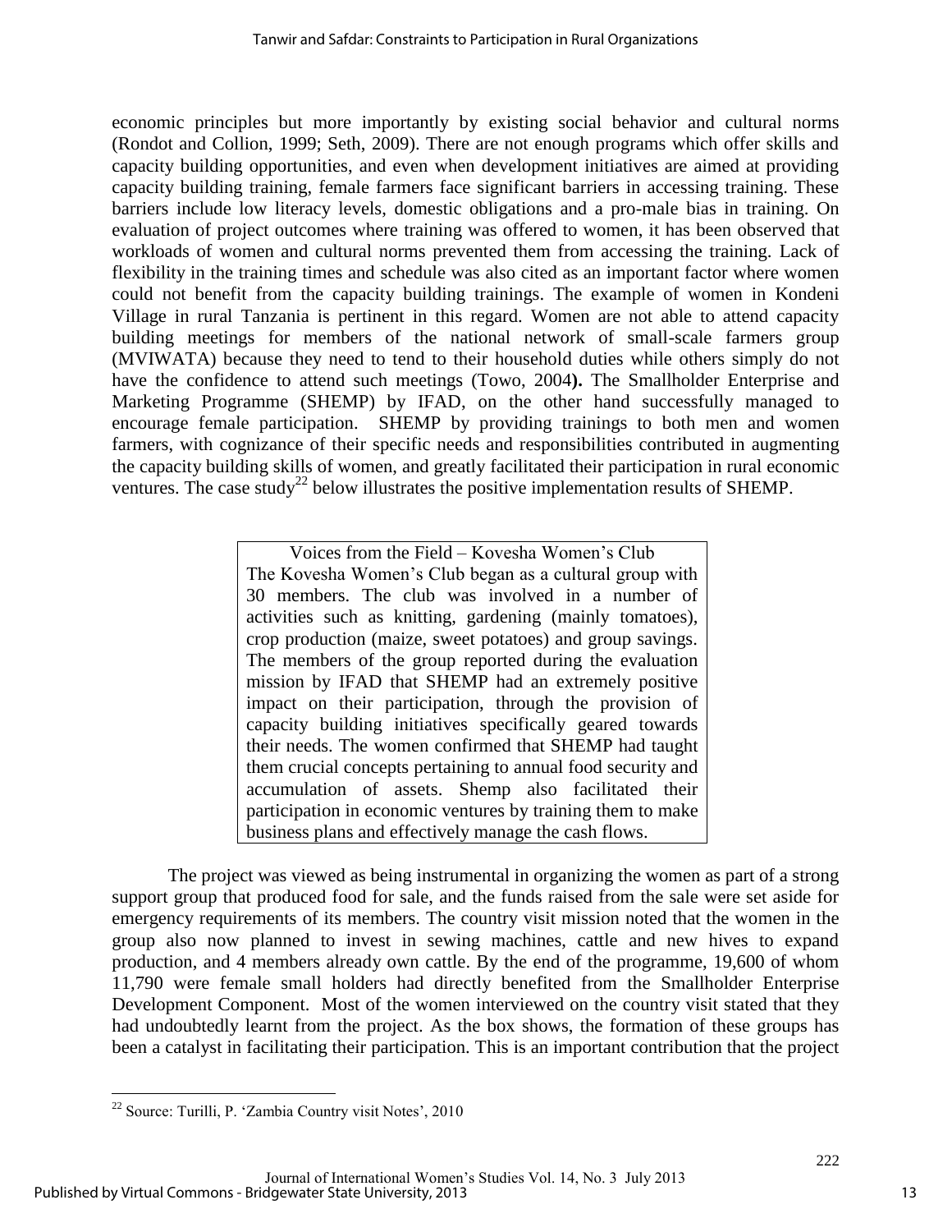economic principles but more importantly by existing social behavior and cultural norms (Rondot and Collion, 1999; Seth, 2009). There are not enough programs which offer skills and capacity building opportunities, and even when development initiatives are aimed at providing capacity building training, female farmers face significant barriers in accessing training. These barriers include low literacy levels, domestic obligations and a pro-male bias in training. On evaluation of project outcomes where training was offered to women, it has been observed that workloads of women and cultural norms prevented them from accessing the training. Lack of flexibility in the training times and schedule was also cited as an important factor where women could not benefit from the capacity building trainings. The example of women in Kondeni Village in rural Tanzania is pertinent in this regard. Women are not able to attend capacity building meetings for members of the national network of small-scale farmers group (MVIWATA) because they need to tend to their household duties while others simply do not have the confidence to attend such meetings (Towo, 2004**).** The Smallholder Enterprise and Marketing Programme (SHEMP) by IFAD, on the other hand successfully managed to encourage female participation. SHEMP by providing trainings to both men and women farmers, with cognizance of their specific needs and responsibilities contributed in augmenting the capacity building skills of women, and greatly facilitated their participation in rural economic ventures. The case study[22] below illustrates the positive implementation results of SHEMP.

> Voices from the Field – Kovesha Women's Club
>
> The Kovesha Women's Club began as a cultural group with 30 members. The club was involved in a number of activities such as knitting, gardening (mainly tomatoes), crop production (maize, sweet potatoes) and group savings. The members of the group reported during the evaluation mission by IFAD that SHEMP had an extremely positive impact on their participation, through the provision of capacity building initiatives specifically geared towards their needs. The women confirmed that SHEMP had taught them crucial concepts pertaining to annual food security and accumulation of assets. Shemp also facilitated their participation in economic ventures by training them to make business plans and effectively manage the cash flows.

The project was viewed as being instrumental in organizing the women as part of a strong support group that produced food for sale, and the funds raised from the sale were set aside for emergency requirements of its members. The country visit mission noted that the women in the group also now planned to invest in sewing machines, cattle and new hives to expand production, and 4 members already own cattle. By the end of the programme, 19,600 of whom 11,790 were female small holders had directly benefited from the Smallholder Enterprise Development Component. Most of the women interviewed on the country visit stated that they had undoubtedly learnt from the project. As the box shows, the formation of these groups has been a catalyst in facilitating their participation. This is an important contribution that the project

[22] Source: Turilli, P. 'Zambia Country visit Notes', 2010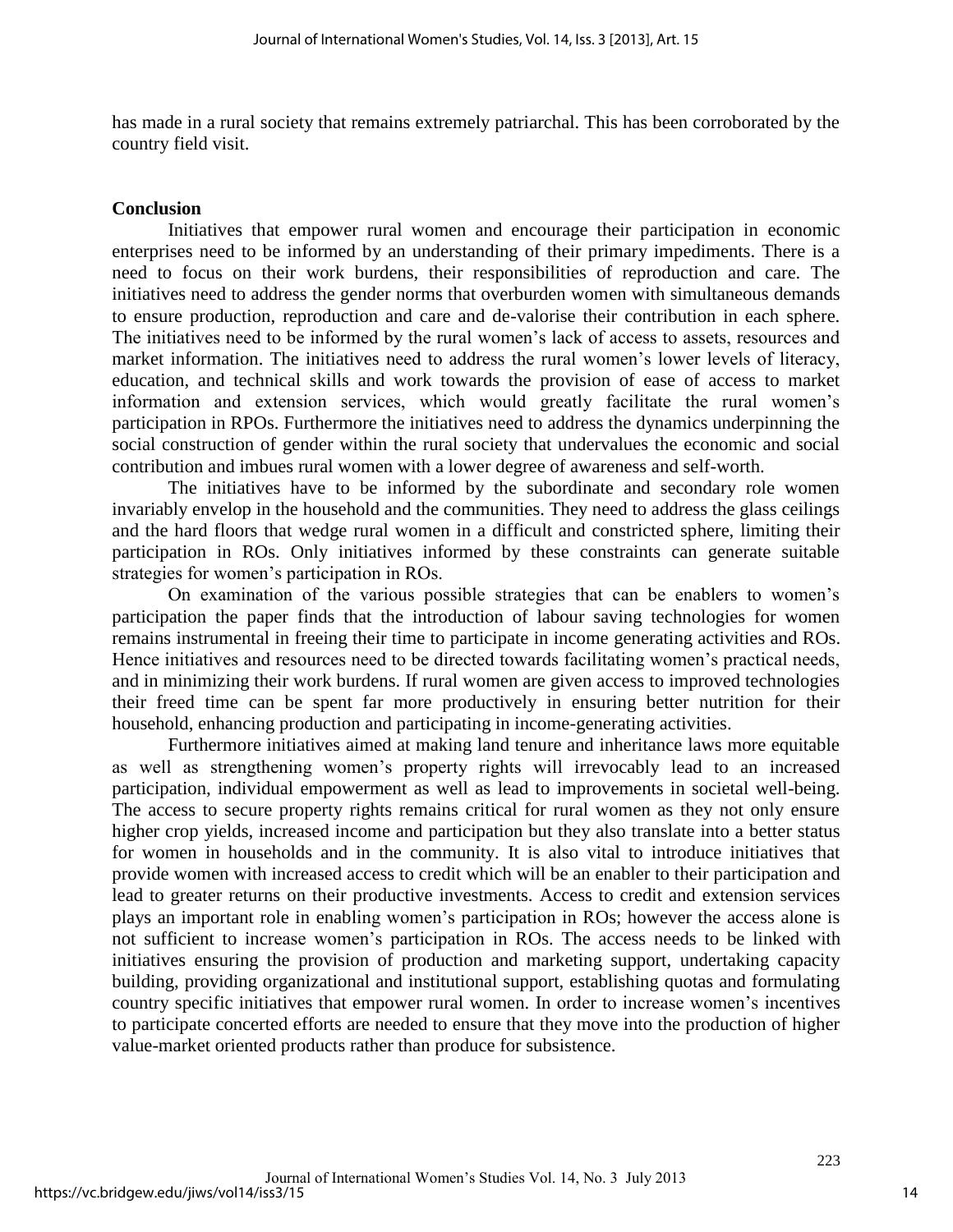has made in a rural society that remains extremely patriarchal. This has been corroborated by the country field visit.

**Conclusion**

Initiatives that empower rural women and encourage their participation in economic enterprises need to be informed by an understanding of their primary impediments. There is a need to focus on their work burdens, their responsibilities of reproduction and care. The initiatives need to address the gender norms that overburden women with simultaneous demands to ensure production, reproduction and care and de-valorise their contribution in each sphere. The initiatives need to be informed by the rural women's lack of access to assets, resources and market information. The initiatives need to address the rural women's lower levels of literacy, education, and technical skills and work towards the provision of ease of access to market information and extension services, which would greatly facilitate the rural women's participation in RPOs. Furthermore the initiatives need to address the dynamics underpinning the social construction of gender within the rural society that undervalues the economic and social contribution and imbues rural women with a lower degree of awareness and self-worth.

The initiatives have to be informed by the subordinate and secondary role women invariably envelop in the household and the communities. They need to address the glass ceilings and the hard floors that wedge rural women in a difficult and constricted sphere, limiting their participation in ROs. Only initiatives informed by these constraints can generate suitable strategies for women's participation in ROs.

On examination of the various possible strategies that can be enablers to women's participation the paper finds that the introduction of labour saving technologies for women remains instrumental in freeing their time to participate in income generating activities and ROs. Hence initiatives and resources need to be directed towards facilitating women's practical needs, and in minimizing their work burdens. If rural women are given access to improved technologies their freed time can be spent far more productively in ensuring better nutrition for their household, enhancing production and participating in income-generating activities.

Furthermore initiatives aimed at making land tenure and inheritance laws more equitable as well as strengthening women's property rights will irrevocably lead to an increased participation, individual empowerment as well as lead to improvements in societal well-being. The access to secure property rights remains critical for rural women as they not only ensure higher crop yields, increased income and participation but they also translate into a better status for women in households and in the community. It is also vital to introduce initiatives that provide women with increased access to credit which will be an enabler to their participation and lead to greater returns on their productive investments. Access to credit and extension services plays an important role in enabling women's participation in ROs; however the access alone is not sufficient to increase women's participation in ROs. The access needs to be linked with initiatives ensuring the provision of production and marketing support, undertaking capacity building, providing organizational and institutional support, establishing quotas and formulating country specific initiatives that empower rural women. In order to increase women's incentives to participate concerted efforts are needed to ensure that they move into the production of higher value-market oriented products rather than produce for subsistence.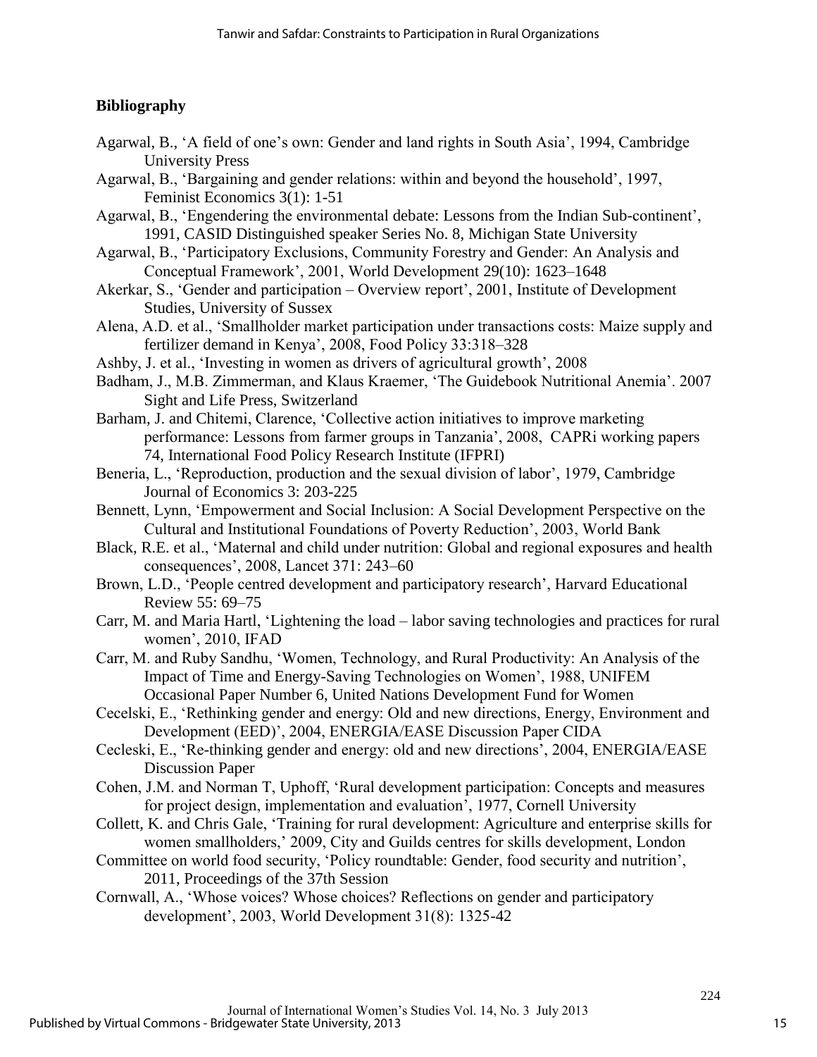## Bibliography

Agarwal, B., 'A field of one's own: Gender and land rights in South Asia', 1994, Cambridge University Press

Agarwal, B., 'Bargaining and gender relations: within and beyond the household', 1997, Feminist Economics 3(1): 1-51

Agarwal, B., 'Engendering the environmental debate: Lessons from the Indian Sub-continent', 1991, CASID Distinguished speaker Series No. 8, Michigan State University

Agarwal, B., 'Participatory Exclusions, Community Forestry and Gender: An Analysis and Conceptual Framework', 2001, World Development 29(10): 1623–1648

Akerkar, S., 'Gender and participation – Overview report', 2001, Institute of Development Studies, University of Sussex

Alena, A.D. et al., 'Smallholder market participation under transactions costs: Maize supply and fertilizer demand in Kenya', 2008, Food Policy 33:318–328

Ashby, J. et al., 'Investing in women as drivers of agricultural growth', 2008

Badham, J., M.B. Zimmerman, and Klaus Kraemer, 'The Guidebook Nutritional Anemia'. 2007 Sight and Life Press, Switzerland

Barham, J. and Chitemi, Clarence, 'Collective action initiatives to improve marketing performance: Lessons from farmer groups in Tanzania', 2008, CAPRi working papers 74, International Food Policy Research Institute (IFPRI)

Beneria, L., 'Reproduction, production and the sexual division of labor', 1979, Cambridge Journal of Economics 3: 203-225

Bennett, Lynn, 'Empowerment and Social Inclusion: A Social Development Perspective on the Cultural and Institutional Foundations of Poverty Reduction', 2003, World Bank

Black, R.E. et al., 'Maternal and child under nutrition: Global and regional exposures and health consequences', 2008, Lancet 371: 243–60

Brown, L.D., 'People centred development and participatory research', Harvard Educational Review 55: 69–75

Carr, M. and Maria Hartl, 'Lightening the load – labor saving technologies and practices for rural women', 2010, IFAD

Carr, M. and Ruby Sandhu, 'Women, Technology, and Rural Productivity: An Analysis of the Impact of Time and Energy-Saving Technologies on Women', 1988, UNIFEM Occasional Paper Number 6, United Nations Development Fund for Women

Cecelski, E., 'Rethinking gender and energy: Old and new directions, Energy, Environment and Development (EED)', 2004, ENERGIA/EASE Discussion Paper CIDA

Cecleski, E., 'Re-thinking gender and energy: old and new directions', 2004, ENERGIA/EASE Discussion Paper

Cohen, J.M. and Norman T, Uphoff, 'Rural development participation: Concepts and measures for project design, implementation and evaluation', 1977, Cornell University

Collett, K. and Chris Gale, 'Training for rural development: Agriculture and enterprise skills for women smallholders,' 2009, City and Guilds centres for skills development, London

Committee on world food security, 'Policy roundtable: Gender, food security and nutrition', 2011, Proceedings of the 37th Session

Cornwall, A., 'Whose voices? Whose choices? Reflections on gender and participatory development', 2003, World Development 31(8): 1325-42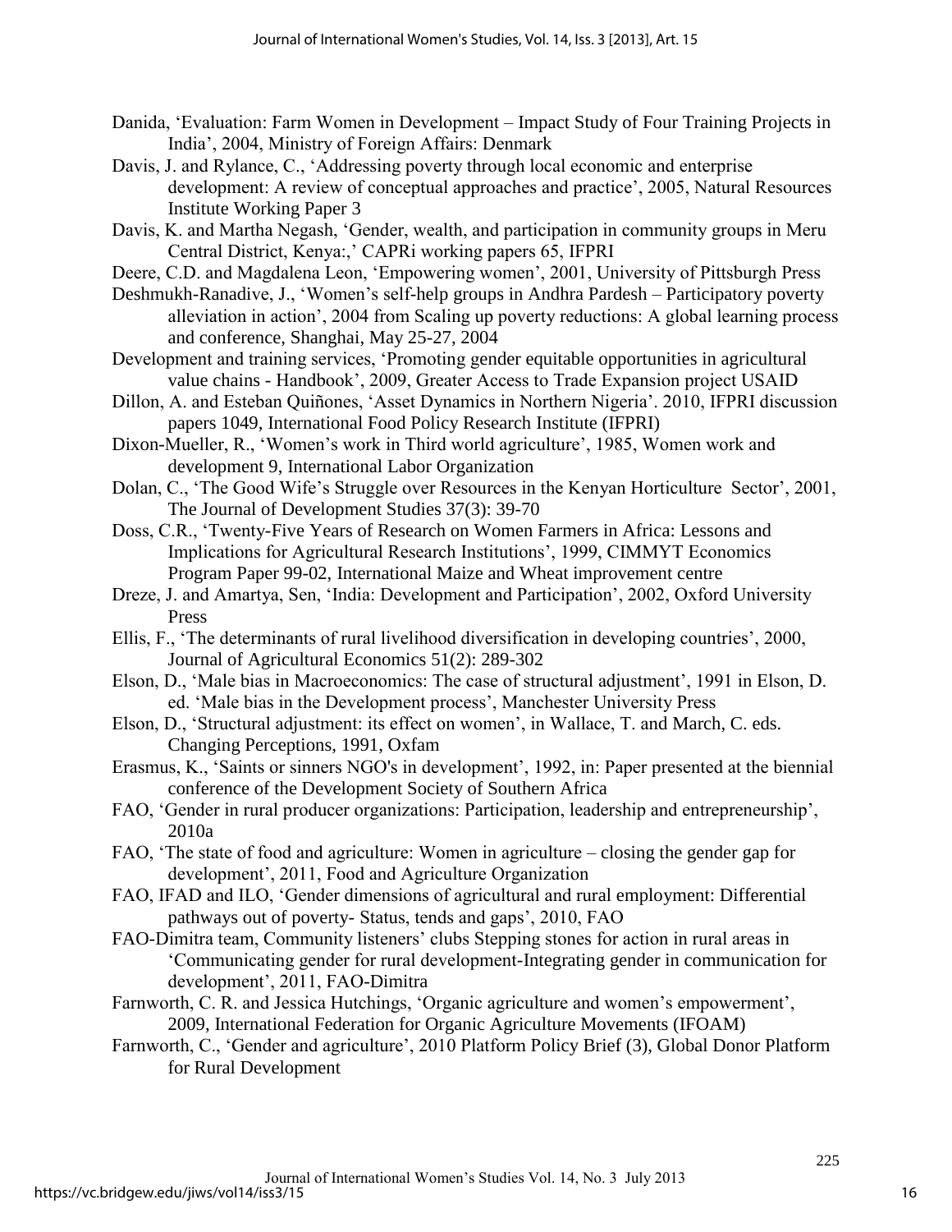Danida, 'Evaluation: Farm Women in Development – Impact Study of Four Training Projects in India', 2004, Ministry of Foreign Affairs: Denmark

Davis, J. and Rylance, C., 'Addressing poverty through local economic and enterprise development: A review of conceptual approaches and practice', 2005, Natural Resources Institute Working Paper 3

Davis, K. and Martha Negash, 'Gender, wealth, and participation in community groups in Meru Central District, Kenya:,' CAPRi working papers 65, IFPRI

Deere, C.D. and Magdalena Leon, 'Empowering women', 2001, University of Pittsburgh Press

Deshmukh-Ranadive, J., 'Women's self-help groups in Andhra Pardesh – Participatory poverty alleviation in action', 2004 from Scaling up poverty reductions: A global learning process and conference, Shanghai, May 25-27, 2004

Development and training services, 'Promoting gender equitable opportunities in agricultural value chains - Handbook', 2009, Greater Access to Trade Expansion project USAID

Dillon, A. and Esteban Quiñones, 'Asset Dynamics in Northern Nigeria'. 2010, IFPRI discussion papers 1049, International Food Policy Research Institute (IFPRI)

Dixon-Mueller, R., 'Women's work in Third world agriculture', 1985, Women work and development 9, International Labor Organization

Dolan, C., 'The Good Wife's Struggle over Resources in the Kenyan Horticulture Sector', 2001, The Journal of Development Studies 37(3): 39-70

Doss, C.R., 'Twenty-Five Years of Research on Women Farmers in Africa: Lessons and Implications for Agricultural Research Institutions', 1999, CIMMYT Economics Program Paper 99-02, International Maize and Wheat improvement centre

Dreze, J. and Amartya, Sen, 'India: Development and Participation', 2002, Oxford University Press

Ellis, F., 'The determinants of rural livelihood diversification in developing countries', 2000, Journal of Agricultural Economics 51(2): 289-302

Elson, D., 'Male bias in Macroeconomics: The case of structural adjustment', 1991 in Elson, D. ed. 'Male bias in the Development process', Manchester University Press

Elson, D., 'Structural adjustment: its effect on women', in Wallace, T. and March, C. eds. Changing Perceptions, 1991, Oxfam

Erasmus, K., 'Saints or sinners NGO's in development', 1992, in: Paper presented at the biennial conference of the Development Society of Southern Africa

FAO, 'Gender in rural producer organizations: Participation, leadership and entrepreneurship', 2010a

FAO, 'The state of food and agriculture: Women in agriculture – closing the gender gap for development', 2011, Food and Agriculture Organization

FAO, IFAD and ILO, 'Gender dimensions of agricultural and rural employment: Differential pathways out of poverty- Status, tends and gaps', 2010, FAO

FAO-Dimitra team, Community listeners' clubs Stepping stones for action in rural areas in 'Communicating gender for rural development-Integrating gender in communication for development', 2011, FAO-Dimitra

Farnworth, C. R. and Jessica Hutchings, 'Organic agriculture and women's empowerment', 2009, International Federation for Organic Agriculture Movements (IFOAM)

Farnworth, C., 'Gender and agriculture', 2010 Platform Policy Brief (3), Global Donor Platform for Rural Development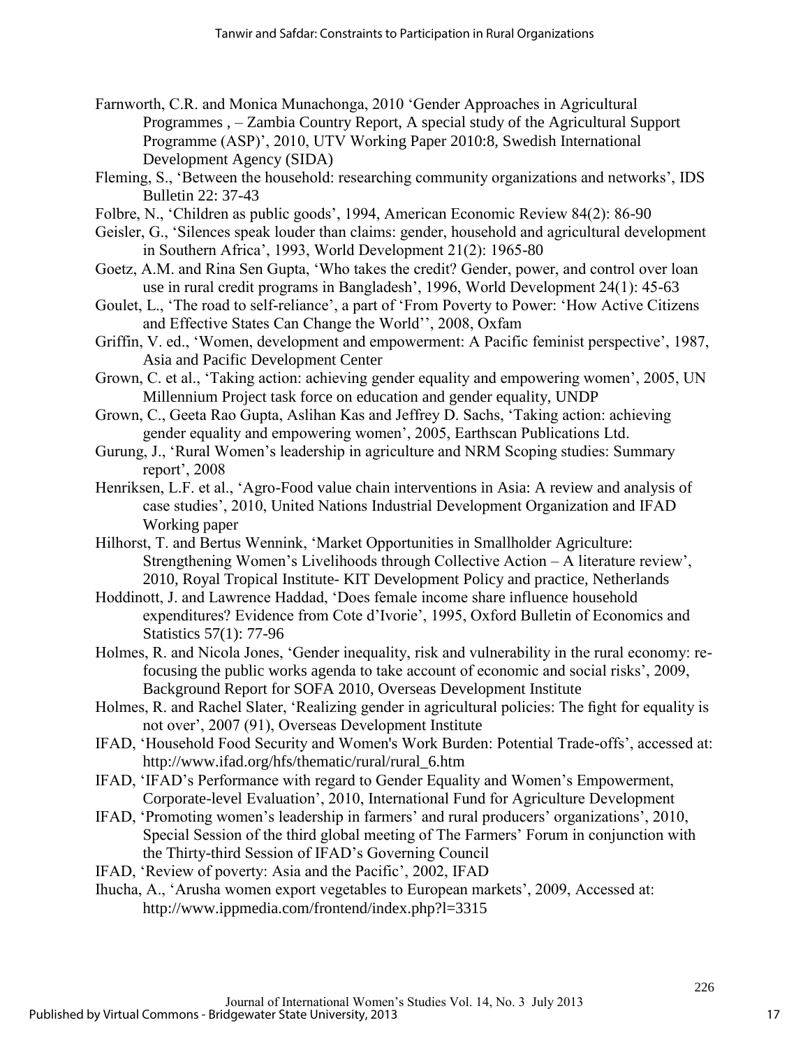Farnworth, C.R. and Monica Munachonga, 2010 'Gender Approaches in Agricultural Programmes , – Zambia Country Report, A special study of the Agricultural Support Programme (ASP)', 2010, UTV Working Paper 2010:8, Swedish International Development Agency (SIDA)

Fleming, S., 'Between the household: researching community organizations and networks', IDS Bulletin 22: 37-43

Folbre, N., 'Children as public goods', 1994, American Economic Review 84(2): 86-90

Geisler, G., 'Silences speak louder than claims: gender, household and agricultural development in Southern Africa', 1993, World Development 21(2): 1965-80

Goetz, A.M. and Rina Sen Gupta, 'Who takes the credit? Gender, power, and control over loan use in rural credit programs in Bangladesh', 1996, World Development 24(1): 45-63

Goulet, L., 'The road to self-reliance', a part of 'From Poverty to Power: 'How Active Citizens and Effective States Can Change the World'', 2008, Oxfam

Griffin, V. ed., 'Women, development and empowerment: A Pacific feminist perspective', 1987, Asia and Pacific Development Center

Grown, C. et al., 'Taking action: achieving gender equality and empowering women', 2005, UN Millennium Project task force on education and gender equality, UNDP

Grown, C., Geeta Rao Gupta, Aslihan Kas and Jeffrey D. Sachs, 'Taking action: achieving gender equality and empowering women', 2005, Earthscan Publications Ltd.

Gurung, J., 'Rural Women's leadership in agriculture and NRM Scoping studies: Summary report', 2008

Henriksen, L.F. et al., 'Agro-Food value chain interventions in Asia: A review and analysis of case studies', 2010, United Nations Industrial Development Organization and IFAD Working paper

Hilhorst, T. and Bertus Wennink, 'Market Opportunities in Smallholder Agriculture: Strengthening Women's Livelihoods through Collective Action – A literature review', 2010, Royal Tropical Institute- KIT Development Policy and practice, Netherlands

Hoddinott, J. and Lawrence Haddad, 'Does female income share influence household expenditures? Evidence from Cote d'Ivorie', 1995, Oxford Bulletin of Economics and Statistics 57(1): 77-96

Holmes, R. and Nicola Jones, 'Gender inequality, risk and vulnerability in the rural economy: re-focusing the public works agenda to take account of economic and social risks', 2009, Background Report for SOFA 2010, Overseas Development Institute

Holmes, R. and Rachel Slater, 'Realizing gender in agricultural policies: The fight for equality is not over', 2007 (91), Overseas Development Institute

IFAD, 'Household Food Security and Women's Work Burden: Potential Trade-offs', accessed at: http://www.ifad.org/hfs/thematic/rural/rural_6.htm

IFAD, 'IFAD's Performance with regard to Gender Equality and Women's Empowerment, Corporate-level Evaluation', 2010, International Fund for Agriculture Development

IFAD, 'Promoting women's leadership in farmers' and rural producers' organizations', 2010, Special Session of the third global meeting of The Farmers' Forum in conjunction with the Thirty-third Session of IFAD's Governing Council

IFAD, 'Review of poverty: Asia and the Pacific', 2002, IFAD

Ihucha, A., 'Arusha women export vegetables to European markets', 2009, Accessed at: http://www.ippmedia.com/frontend/index.php?l=3315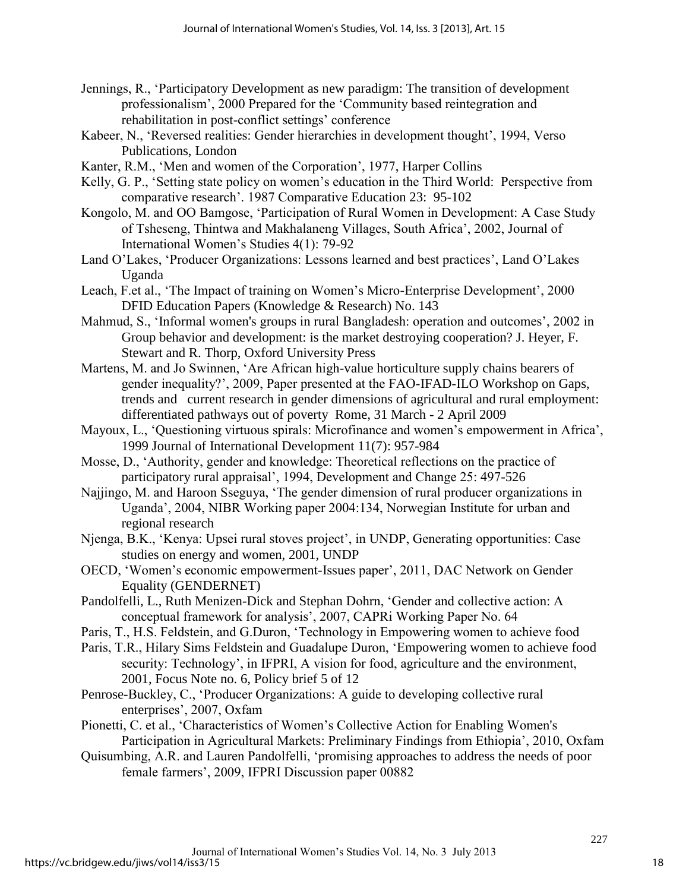Jennings, R., 'Participatory Development as new paradigm: The transition of development professionalism', 2000 Prepared for the 'Community based reintegration and rehabilitation in post-conflict settings' conference

Kabeer, N., 'Reversed realities: Gender hierarchies in development thought', 1994, Verso Publications, London

Kanter, R.M., 'Men and women of the Corporation', 1977, Harper Collins

Kelly, G. P., 'Setting state policy on women's education in the Third World: Perspective from comparative research'. 1987 Comparative Education 23: 95-102

Kongolo, M. and OO Bamgose, 'Participation of Rural Women in Development: A Case Study of Tsheseng, Thintwa and Makhalaneng Villages, South Africa', 2002, Journal of International Women's Studies 4(1): 79-92

Land O'Lakes, 'Producer Organizations: Lessons learned and best practices', Land O'Lakes Uganda

Leach, F.et al., 'The Impact of training on Women's Micro-Enterprise Development', 2000 DFID Education Papers (Knowledge & Research) No. 143

Mahmud, S., 'Informal women's groups in rural Bangladesh: operation and outcomes', 2002 in Group behavior and development: is the market destroying cooperation? J. Heyer, F. Stewart and R. Thorp, Oxford University Press

Martens, M. and Jo Swinnen, 'Are African high-value horticulture supply chains bearers of gender inequality?', 2009, Paper presented at the FAO-IFAD-ILO Workshop on Gaps, trends and current research in gender dimensions of agricultural and rural employment: differentiated pathways out of poverty Rome, 31 March - 2 April 2009

Mayoux, L., 'Questioning virtuous spirals: Microfinance and women's empowerment in Africa', 1999 Journal of International Development 11(7): 957-984

Mosse, D., 'Authority, gender and knowledge: Theoretical reflections on the practice of participatory rural appraisal', 1994, Development and Change 25: 497-526

Najjingo, M. and Haroon Sseguya, 'The gender dimension of rural producer organizations in Uganda', 2004, NIBR Working paper 2004:134, Norwegian Institute for urban and regional research

Njenga, B.K., 'Kenya: Upsei rural stoves project', in UNDP, Generating opportunities: Case studies on energy and women, 2001, UNDP

OECD, 'Women's economic empowerment-Issues paper', 2011, DAC Network on Gender Equality (GENDERNET)

Pandolfelli, L., Ruth Menizen-Dick and Stephan Dohrn, 'Gender and collective action: A conceptual framework for analysis', 2007, CAPRi Working Paper No. 64

Paris, T., H.S. Feldstein, and G.Duron, 'Technology in Empowering women to achieve food

Paris, T.R., Hilary Sims Feldstein and Guadalupe Duron, 'Empowering women to achieve food security: Technology', in IFPRI, A vision for food, agriculture and the environment, 2001, Focus Note no. 6, Policy brief 5 of 12

Penrose-Buckley, C., 'Producer Organizations: A guide to developing collective rural enterprises', 2007, Oxfam

Pionetti, C. et al., 'Characteristics of Women's Collective Action for Enabling Women's Participation in Agricultural Markets: Preliminary Findings from Ethiopia', 2010, Oxfam

Quisumbing, A.R. and Lauren Pandolfelli, 'promising approaches to address the needs of poor female farmers', 2009, IFPRI Discussion paper 00882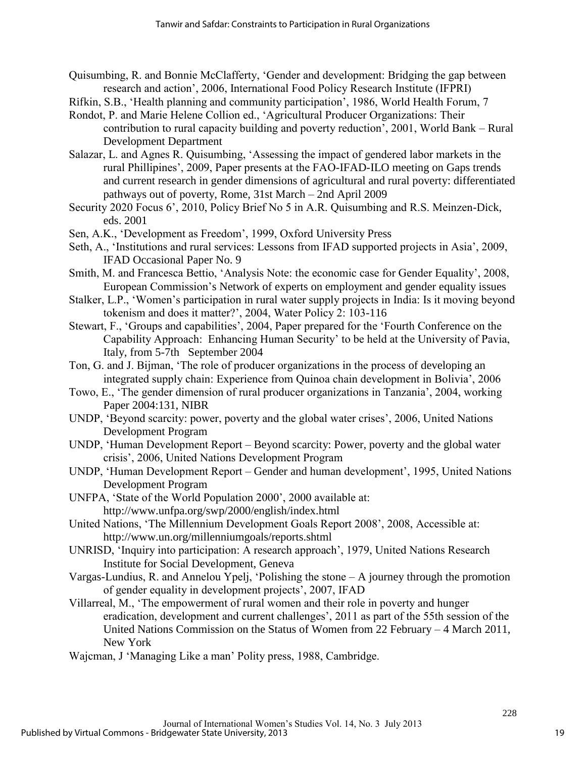Quisumbing, R. and Bonnie McClafferty, 'Gender and development: Bridging the gap between research and action', 2006, International Food Policy Research Institute (IFPRI)

Rifkin, S.B., 'Health planning and community participation', 1986, World Health Forum, 7

Rondot, P. and Marie Helene Collion ed., 'Agricultural Producer Organizations: Their contribution to rural capacity building and poverty reduction', 2001, World Bank – Rural Development Department

Salazar, L. and Agnes R. Quisumbing, 'Assessing the impact of gendered labor markets in the rural Phillipines', 2009, Paper presents at the FAO-IFAD-ILO meeting on Gaps trends and current research in gender dimensions of agricultural and rural poverty: differentiated pathways out of poverty, Rome, 31st March – 2nd April 2009

Security 2020 Focus 6', 2010, Policy Brief No 5 in A.R. Quisumbing and R.S. Meinzen-Dick, eds. 2001

Sen, A.K., 'Development as Freedom', 1999, Oxford University Press

Seth, A., 'Institutions and rural services: Lessons from IFAD supported projects in Asia', 2009, IFAD Occasional Paper No. 9

Smith, M. and Francesca Bettio, 'Analysis Note: the economic case for Gender Equality', 2008, European Commission's Network of experts on employment and gender equality issues

Stalker, L.P., 'Women's participation in rural water supply projects in India: Is it moving beyond tokenism and does it matter?', 2004, Water Policy 2: 103-116

Stewart, F., 'Groups and capabilities', 2004, Paper prepared for the 'Fourth Conference on the Capability Approach: Enhancing Human Security' to be held at the University of Pavia, Italy, from 5-7th September 2004

Ton, G. and J. Bijman, 'The role of producer organizations in the process of developing an integrated supply chain: Experience from Quinoa chain development in Bolivia', 2006

Towo, E., 'The gender dimension of rural producer organizations in Tanzania', 2004, working Paper 2004:131, NIBR

UNDP, 'Beyond scarcity: power, poverty and the global water crises', 2006, United Nations Development Program

UNDP, 'Human Development Report – Beyond scarcity: Power, poverty and the global water crisis', 2006, United Nations Development Program

UNDP, 'Human Development Report – Gender and human development', 1995, United Nations Development Program

UNFPA, 'State of the World Population 2000', 2000 available at: http://www.unfpa.org/swp/2000/english/index.html

United Nations, 'The Millennium Development Goals Report 2008', 2008, Accessible at: http://www.un.org/millenniumgoals/reports.shtml

UNRISD, 'Inquiry into participation: A research approach', 1979, United Nations Research Institute for Social Development, Geneva

Vargas-Lundius, R. and Annelou Ypelj, 'Polishing the stone – A journey through the promotion of gender equality in development projects', 2007, IFAD

Villarreal, M., 'The empowerment of rural women and their role in poverty and hunger eradication, development and current challenges', 2011 as part of the 55th session of the United Nations Commission on the Status of Women from 22 February – 4 March 2011, New York

Wajcman, J 'Managing Like a man' Polity press, 1988, Cambridge.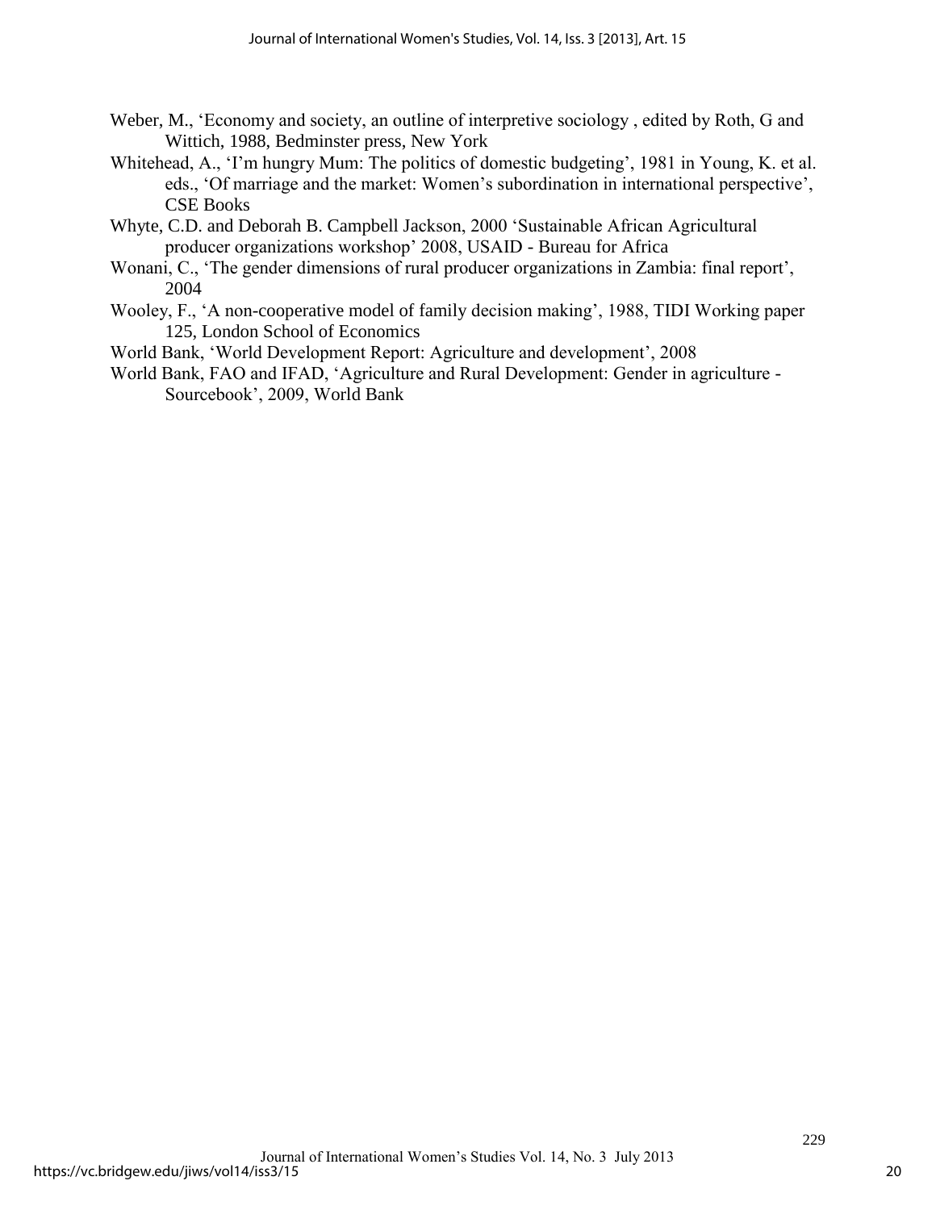Weber, M., 'Economy and society, an outline of interpretive sociology , edited by Roth, G and Wittich, 1988, Bedminster press, New York

Whitehead, A., 'I'm hungry Mum: The politics of domestic budgeting', 1981 in Young, K. et al. eds., 'Of marriage and the market: Women's subordination in international perspective', CSE Books

Whyte, C.D. and Deborah B. Campbell Jackson, 2000 'Sustainable African Agricultural producer organizations workshop' 2008, USAID - Bureau for Africa

Wonani, C., 'The gender dimensions of rural producer organizations in Zambia: final report', 2004

Wooley, F., 'A non-cooperative model of family decision making', 1988, TIDI Working paper 125, London School of Economics

World Bank, 'World Development Report: Agriculture and development', 2008

World Bank, FAO and IFAD, 'Agriculture and Rural Development: Gender in agriculture - Sourcebook', 2009, World Bank